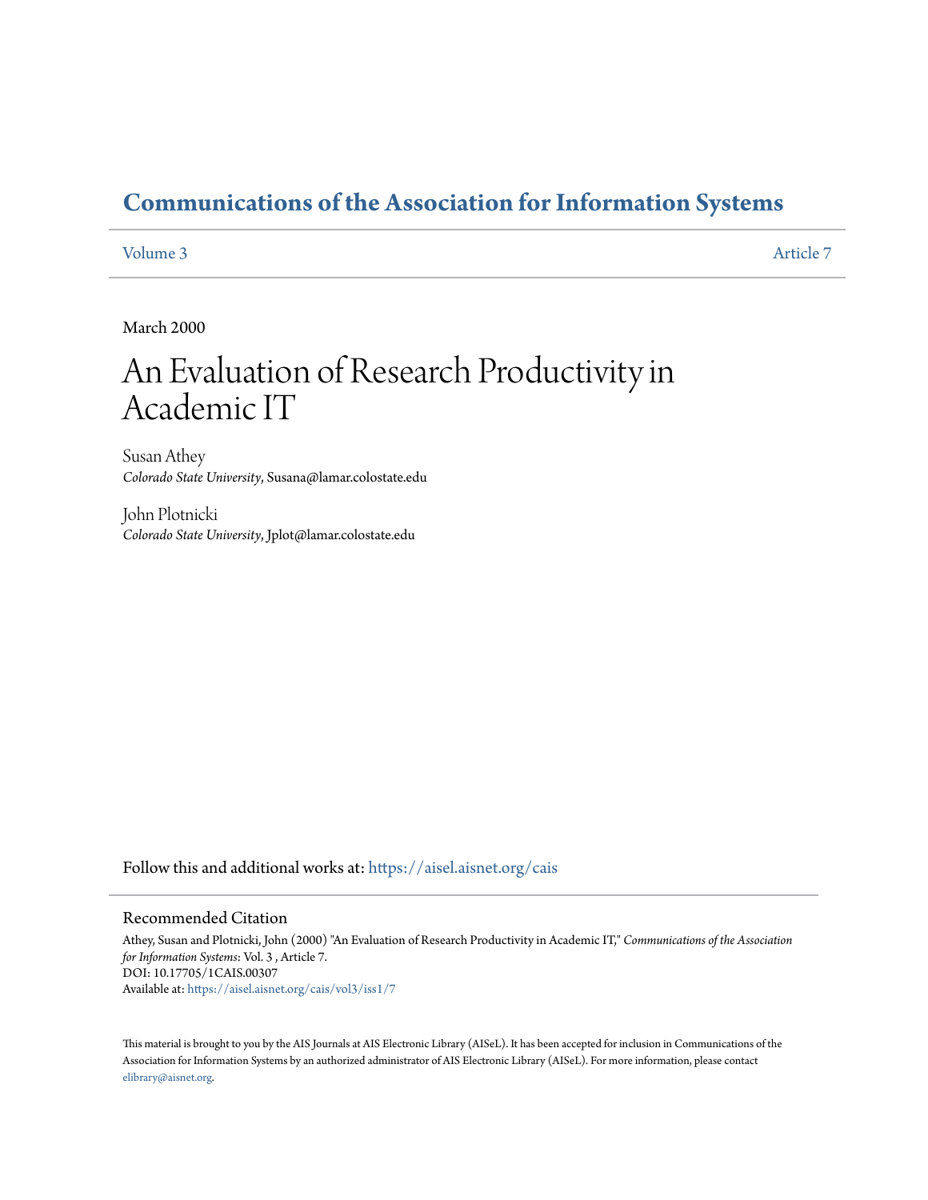# Communications of the Association for Information Systems

Volume 3 Article 7

March 2000

# An Evaluation of Research Productivity in Academic IT

Susan Athey
*Colorado State University*, Susana@lamar.colostate.edu

John Plotnicki
*Colorado State University*, Jplot@lamar.colostate.edu

Follow this and additional works at: https://aisel.aisnet.org/cais

## Recommended Citation

Athey, Susan and Plotnicki, John (2000) "An Evaluation of Research Productivity in Academic IT," *Communications of the Association for Information Systems*: Vol. 3 , Article 7.
DOI: 10.17705/1CAIS.00307
Available at: https://aisel.aisnet.org/cais/vol3/iss1/7

This material is brought to you by the AIS Journals at AIS Electronic Library (AISeL). It has been accepted for inclusion in Communications of the Association for Information Systems by an authorized administrator of AIS Electronic Library (AISeL). For more information, please contact elibrary@aisnet.org.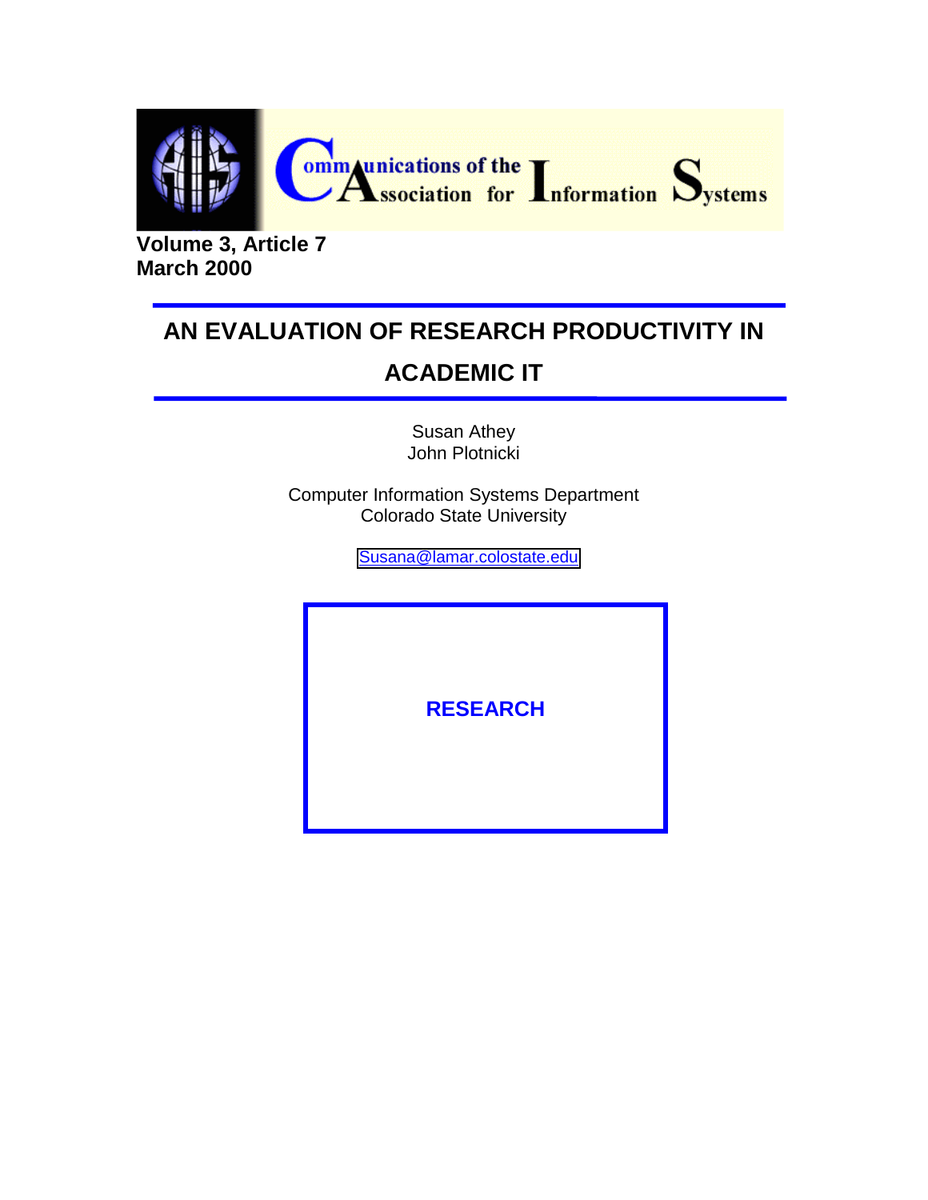# AN EVALUATION OF RESEARCH PRODUCTIVITY IN ACADEMIC IT

Susan Athey
John Plotnicki

Computer Information Systems Department
Colorado State University

Susana@lamar.colostate.edu

**RESEARCH**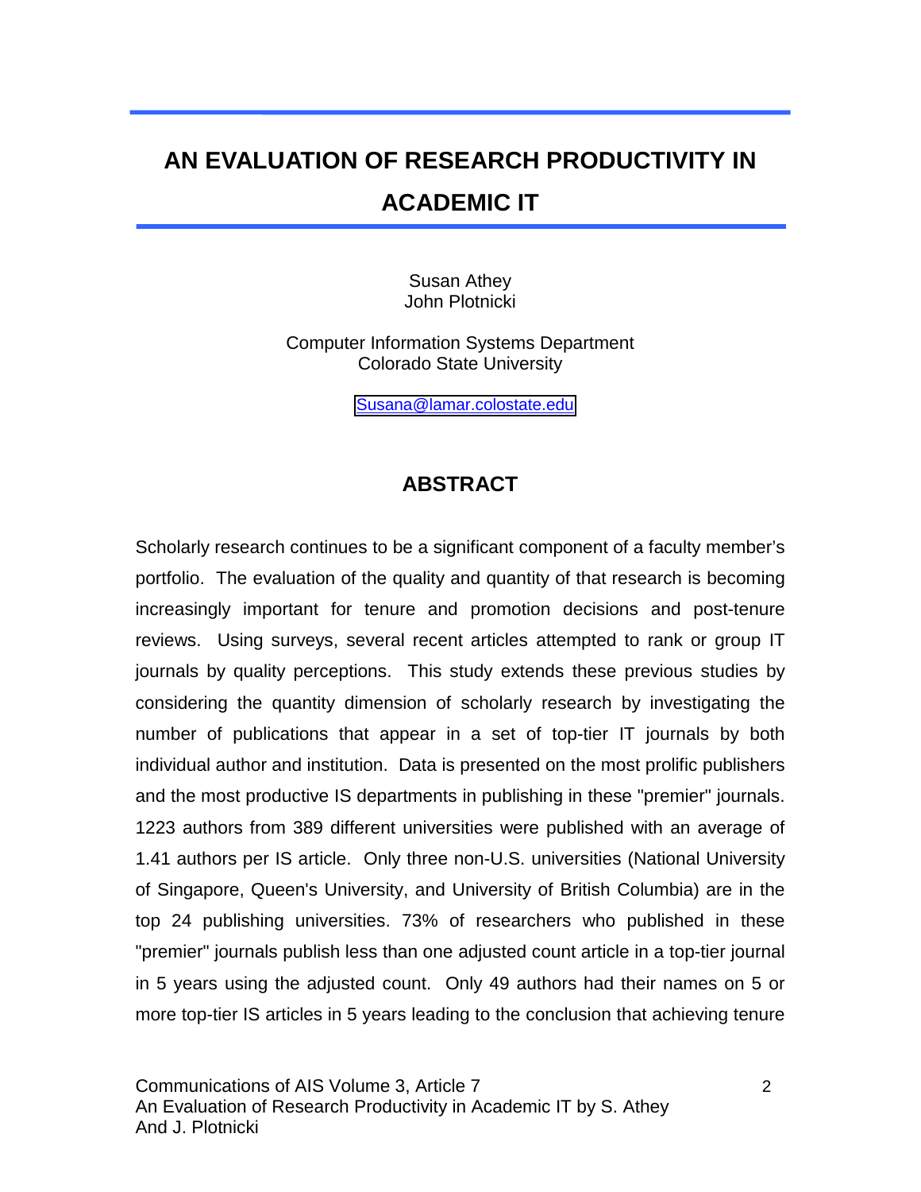# AN EVALUATION OF RESEARCH PRODUCTIVITY IN ACADEMIC IT

Susan Athey
John Plotnicki

Computer Information Systems Department
Colorado State University

Susana@lamar.colostate.edu

## ABSTRACT

Scholarly research continues to be a significant component of a faculty member's portfolio. The evaluation of the quality and quantity of that research is becoming increasingly important for tenure and promotion decisions and post-tenure reviews. Using surveys, several recent articles attempted to rank or group IT journals by quality perceptions. This study extends these previous studies by considering the quantity dimension of scholarly research by investigating the number of publications that appear in a set of top-tier IT journals by both individual author and institution. Data is presented on the most prolific publishers and the most productive IS departments in publishing in these "premier" journals. 1223 authors from 389 different universities were published with an average of 1.41 authors per IS article. Only three non-U.S. universities (National University of Singapore, Queen's University, and University of British Columbia) are in the top 24 publishing universities. 73% of researchers who published in these "premier" journals publish less than one adjusted count article in a top-tier journal in 5 years using the adjusted count. Only 49 authors had their names on 5 or more top-tier IS articles in 5 years leading to the conclusion that achieving tenure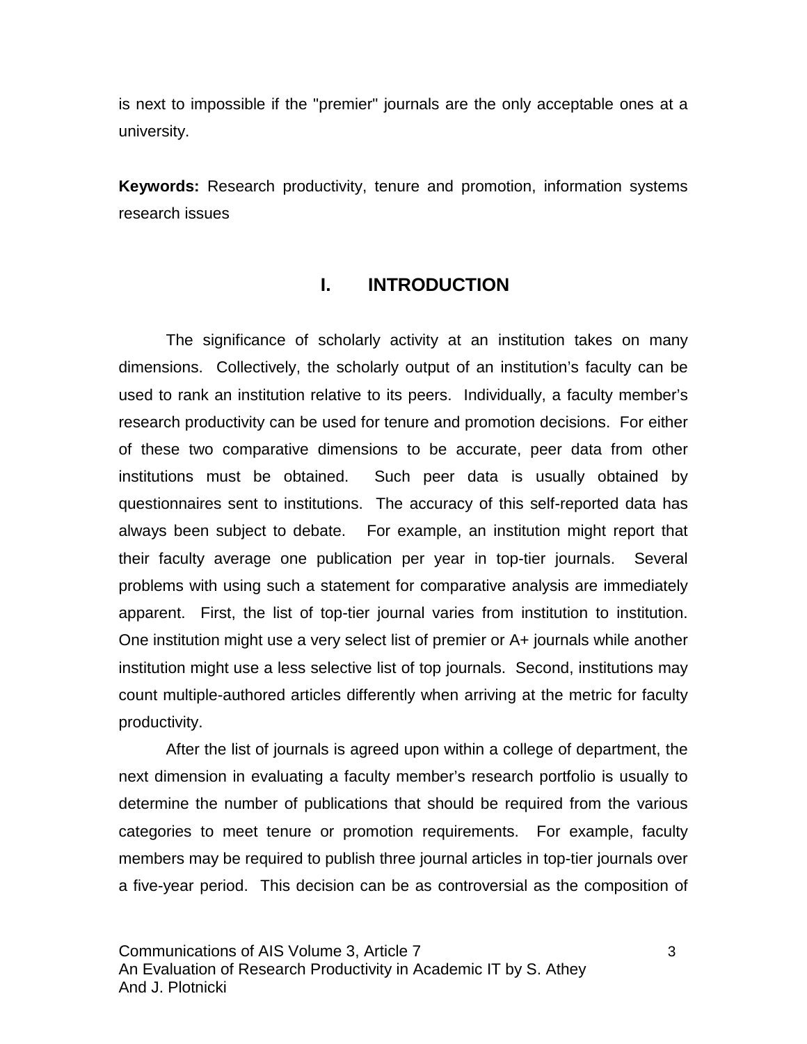is next to impossible if the "premier" journals are the only acceptable ones at a university.

**Keywords:** Research productivity, tenure and promotion, information systems research issues

## I. INTRODUCTION

The significance of scholarly activity at an institution takes on many dimensions. Collectively, the scholarly output of an institution's faculty can be used to rank an institution relative to its peers. Individually, a faculty member's research productivity can be used for tenure and promotion decisions. For either of these two comparative dimensions to be accurate, peer data from other institutions must be obtained. Such peer data is usually obtained by questionnaires sent to institutions. The accuracy of this self-reported data has always been subject to debate. For example, an institution might report that their faculty average one publication per year in top-tier journals. Several problems with using such a statement for comparative analysis are immediately apparent. First, the list of top-tier journal varies from institution to institution. One institution might use a very select list of premier or A+ journals while another institution might use a less selective list of top journals. Second, institutions may count multiple-authored articles differently when arriving at the metric for faculty productivity.

After the list of journals is agreed upon within a college of department, the next dimension in evaluating a faculty member's research portfolio is usually to determine the number of publications that should be required from the various categories to meet tenure or promotion requirements. For example, faculty members may be required to publish three journal articles in top-tier journals over a five-year period. This decision can be as controversial as the composition of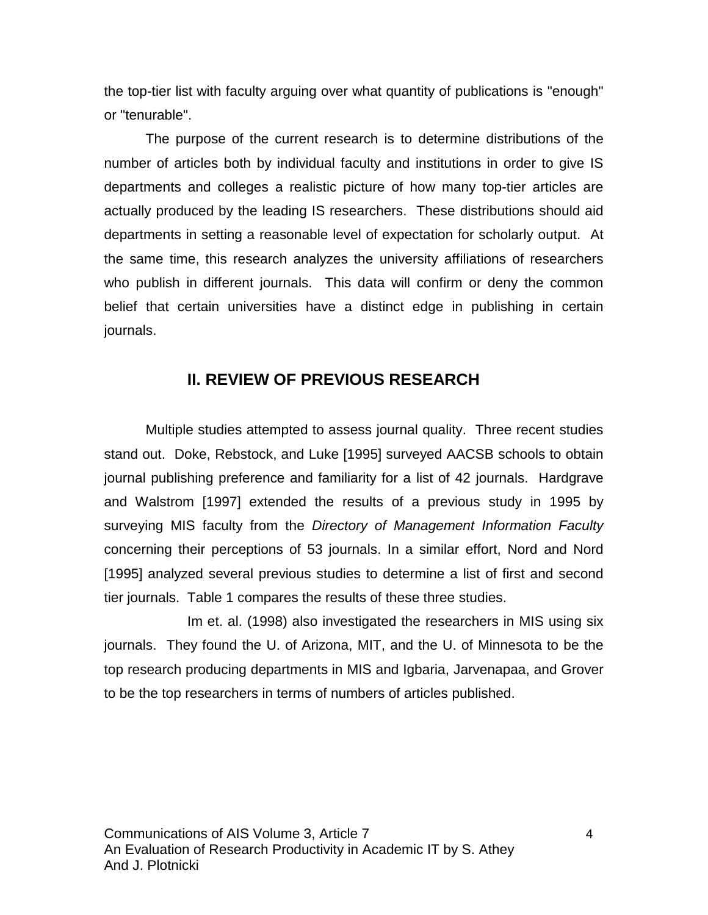the top-tier list with faculty arguing over what quantity of publications is "enough" or "tenurable".

The purpose of the current research is to determine distributions of the number of articles both by individual faculty and institutions in order to give IS departments and colleges a realistic picture of how many top-tier articles are actually produced by the leading IS researchers. These distributions should aid departments in setting a reasonable level of expectation for scholarly output. At the same time, this research analyzes the university affiliations of researchers who publish in different journals. This data will confirm or deny the common belief that certain universities have a distinct edge in publishing in certain journals.

## II. REVIEW OF PREVIOUS RESEARCH

Multiple studies attempted to assess journal quality. Three recent studies stand out. Doke, Rebstock, and Luke [1995] surveyed AACSB schools to obtain journal publishing preference and familiarity for a list of 42 journals. Hardgrave and Walstrom [1997] extended the results of a previous study in 1995 by surveying MIS faculty from the *Directory of Management Information Faculty* concerning their perceptions of 53 journals. In a similar effort, Nord and Nord [1995] analyzed several previous studies to determine a list of first and second tier journals. Table 1 compares the results of these three studies.

Im et. al. (1998) also investigated the researchers in MIS using six journals. They found the U. of Arizona, MIT, and the U. of Minnesota to be the top research producing departments in MIS and Igbaria, Jarvenapaa, and Grover to be the top researchers in terms of numbers of articles published.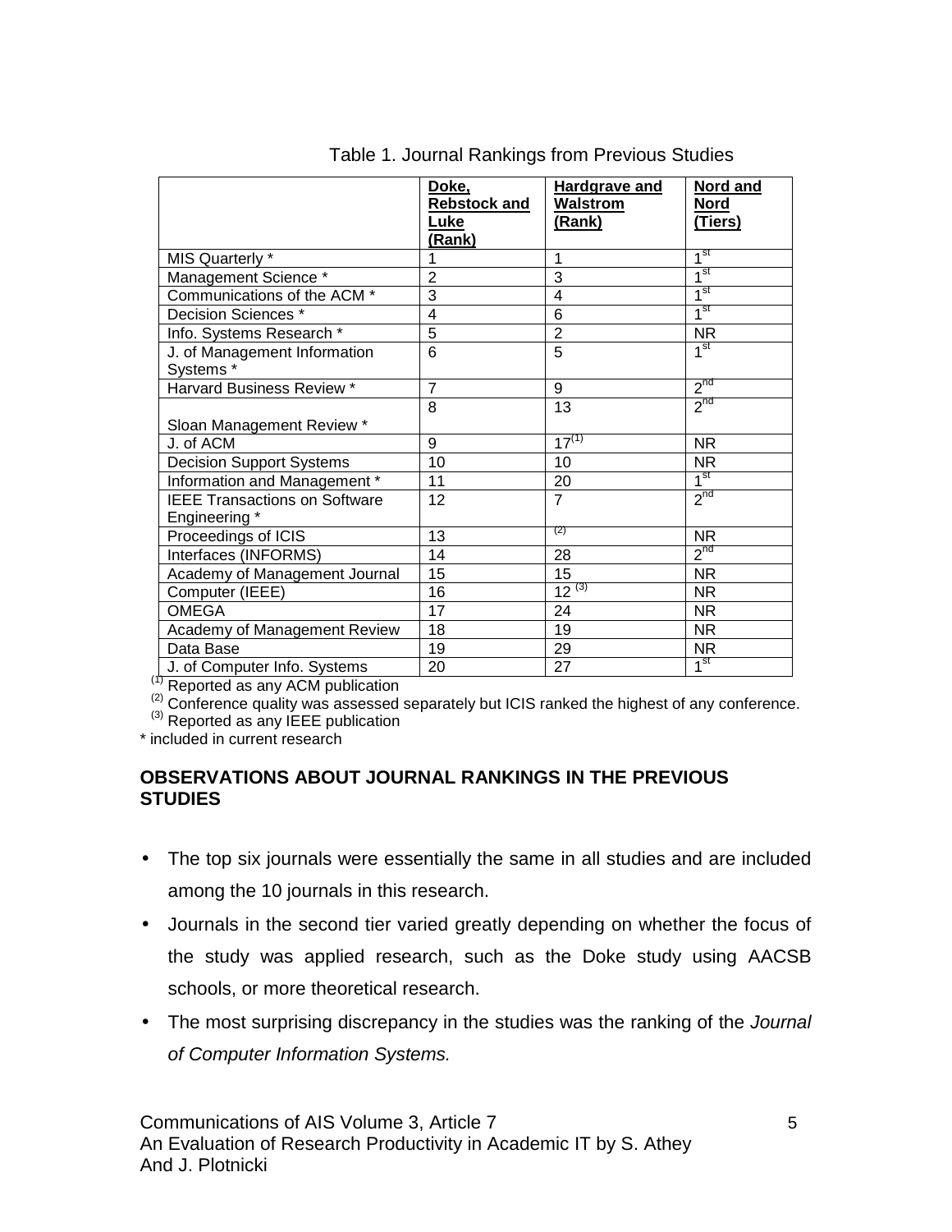Table 1. Journal Rankings from Previous Studies

| | Doke, Rebstock and Luke (Rank) | Hardgrave and Walstrom (Rank) | Nord and Nord (Tiers) |
|---|---|---|---|
| MIS Quarterly * | 1 | 1 | 1st |
| Management Science * | 2 | 3 | 1st |
| Communications of the ACM * | 3 | 4 | 1st |
| Decision Sciences * | 4 | 6 | 1st |
| Info. Systems Research * | 5 | 2 | NR |
| J. of Management Information Systems * | 6 | 5 | 1st |
| Harvard Business Review * | 7 | 9 | 2nd |
| Sloan Management Review * | 8 | 13 | 2nd |
| J. of ACM | 9 | 17 (1) | NR |
| Decision Support Systems | 10 | 10 | NR |
| Information and Management * | 11 | 20 | 1st |
| IEEE Transactions on Software Engineering * | 12 | 7 | 2nd |
| Proceedings of ICIS | 13 | (2) | NR |
| Interfaces (INFORMS) | 14 | 28 | 2nd |
| Academy of Management Journal | 15 | 15 | NR |
| Computer (IEEE) | 16 | 12 (3) | NR |
| OMEGA | 17 | 24 | NR |
| Academy of Management Review | 18 | 19 | NR |
| Data Base | 19 | 29 | NR |
| J. of Computer Info. Systems | 20 | 27 | 1st |

(1) Reported as any ACM publication
(2) Conference quality was assessed separately but ICIS ranked the highest of any conference.
(3) Reported as any IEEE publication
* included in current research

## OBSERVATIONS ABOUT JOURNAL RANKINGS IN THE PREVIOUS STUDIES

- The top six journals were essentially the same in all studies and are included among the 10 journals in this research.
- Journals in the second tier varied greatly depending on whether the focus of the study was applied research, such as the Doke study using AACSB schools, or more theoretical research.
- The most surprising discrepancy in the studies was the ranking of the *Journal of Computer Information Systems.*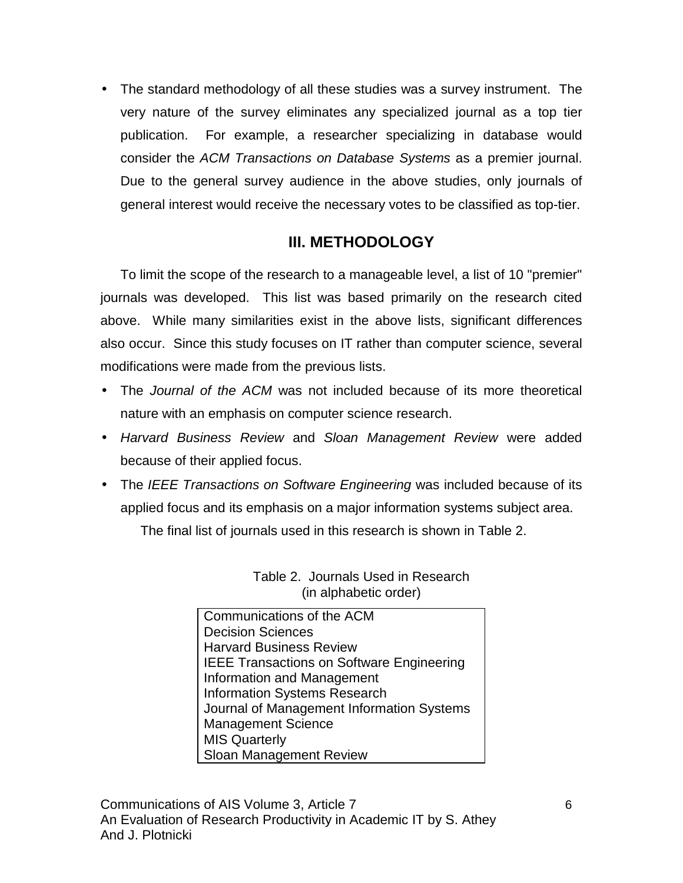- The standard methodology of all these studies was a survey instrument. The very nature of the survey eliminates any specialized journal as a top tier publication. For example, a researcher specializing in database would consider the *ACM Transactions on Database Systems* as a premier journal. Due to the general survey audience in the above studies, only journals of general interest would receive the necessary votes to be classified as top-tier.

## III. METHODOLOGY

To limit the scope of the research to a manageable level, a list of 10 "premier" journals was developed. This list was based primarily on the research cited above. While many similarities exist in the above lists, significant differences also occur. Since this study focuses on IT rather than computer science, several modifications were made from the previous lists.

- The *Journal of the ACM* was not included because of its more theoretical nature with an emphasis on computer science research.
- *Harvard Business Review* and *Sloan Management Review* were added because of their applied focus.
- The *IEEE Transactions on Software Engineering* was included because of its applied focus and its emphasis on a major information systems subject area.

The final list of journals used in this research is shown in Table 2.

Table 2. Journals Used in Research
(in alphabetic order)

| Journals |
| --- |
| Communications of the ACM |
| Decision Sciences |
| Harvard Business Review |
| IEEE Transactions on Software Engineering |
| Information and Management |
| Information Systems Research |
| Journal of Management Information Systems |
| Management Science |
| MIS Quarterly |
| Sloan Management Review |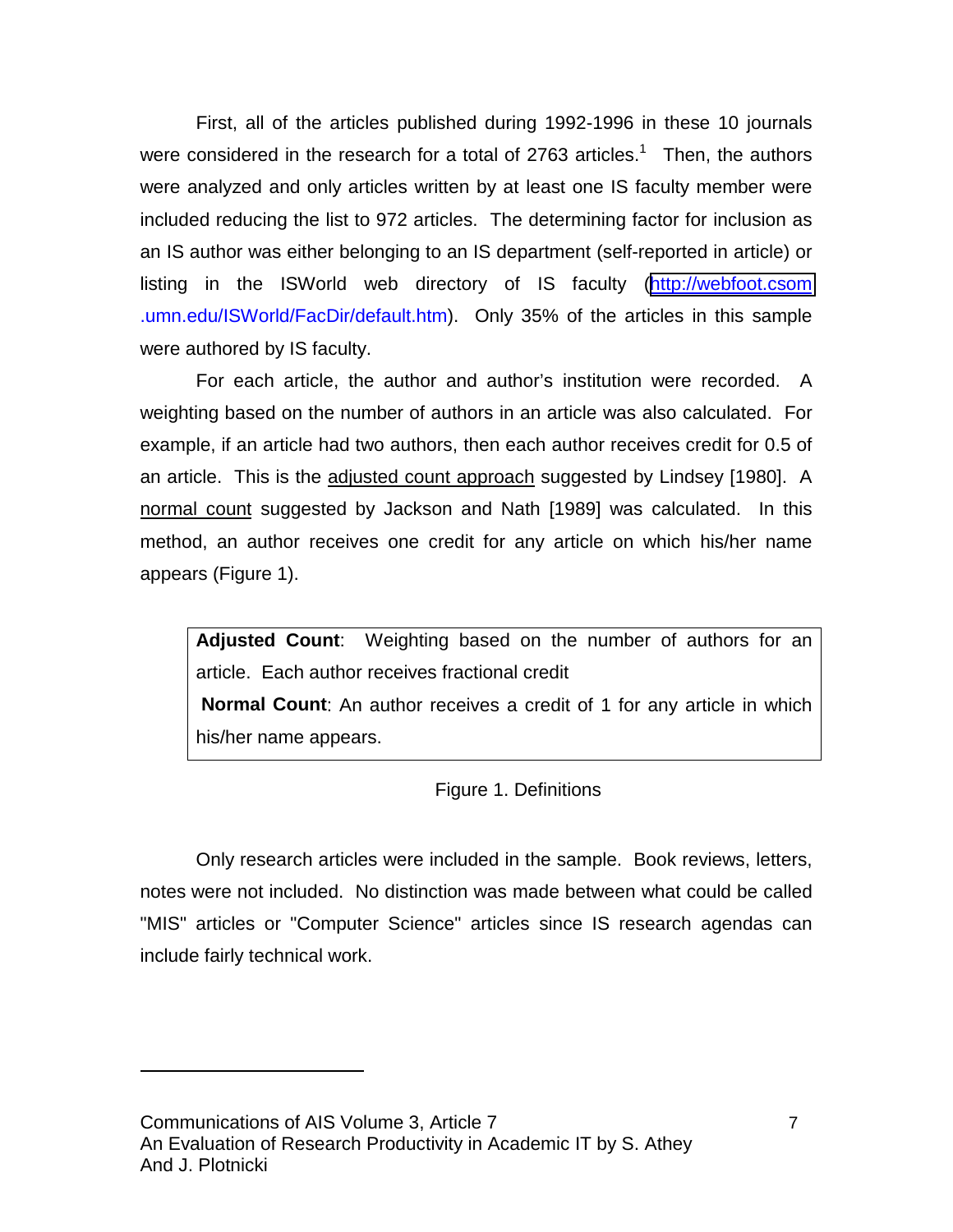First, all of the articles published during 1992-1996 in these 10 journals were considered in the research for a total of 2763 articles.[1] Then, the authors were analyzed and only articles written by at least one IS faculty member were included reducing the list to 972 articles. The determining factor for inclusion as an IS author was either belonging to an IS department (self-reported in article) or listing in the ISWorld web directory of IS faculty (http://webfoot.csom.umn.edu/ISWorld/FacDir/default.htm). Only 35% of the articles in this sample were authored by IS faculty.

For each article, the author and author's institution were recorded. A weighting based on the number of authors in an article was also calculated. For example, if an article had two authors, then each author receives credit for 0.5 of an article. This is the adjusted count approach suggested by Lindsey [1980]. A normal count suggested by Jackson and Nath [1989] was calculated. In this method, an author receives one credit for any article on which his/her name appears (Figure 1).

> **Adjusted Count**: Weighting based on the number of authors for an article. Each author receives fractional credit
>
> **Normal Count**: An author receives a credit of 1 for any article in which his/her name appears.

Figure 1. Definitions

Only research articles were included in the sample. Book reviews, letters, notes were not included. No distinction was made between what could be called "MIS" articles or "Computer Science" articles since IS research agendas can include fairly technical work.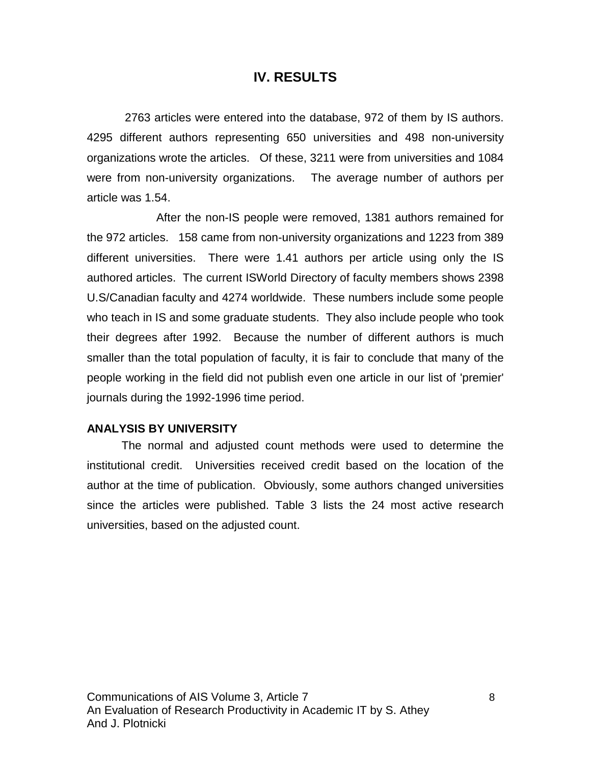## IV. RESULTS

2763 articles were entered into the database, 972 of them by IS authors. 4295 different authors representing 650 universities and 498 non-university organizations wrote the articles. Of these, 3211 were from universities and 1084 were from non-university organizations. The average number of authors per article was 1.54.

After the non-IS people were removed, 1381 authors remained for the 972 articles. 158 came from non-university organizations and 1223 from 389 different universities. There were 1.41 authors per article using only the IS authored articles. The current ISWorld Directory of faculty members shows 2398 U.S/Canadian faculty and 4274 worldwide. These numbers include some people who teach in IS and some graduate students. They also include people who took their degrees after 1992. Because the number of different authors is much smaller than the total population of faculty, it is fair to conclude that many of the people working in the field did not publish even one article in our list of 'premier' journals during the 1992-1996 time period.

**ANALYSIS BY UNIVERSITY**

The normal and adjusted count methods were used to determine the institutional credit. Universities received credit based on the location of the author at the time of publication. Obviously, some authors changed universities since the articles were published. Table 3 lists the 24 most active research universities, based on the adjusted count.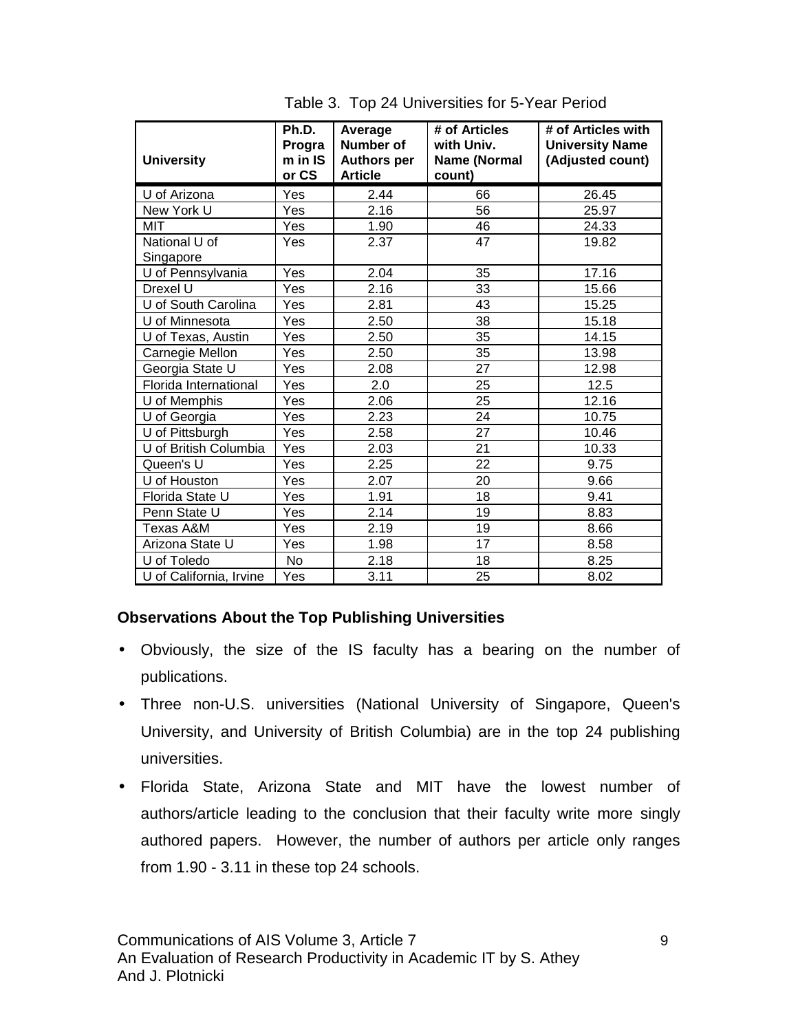Table 3. Top 24 Universities for 5-Year Period

| University | Ph.D. Program in IS or CS | Average Number of Authors per Article | # of Articles with Univ. Name (Normal count) | # of Articles with University Name (Adjusted count) |
|---|---|---|---|---|
| U of Arizona | Yes | 2.44 | 66 | 26.45 |
| New York U | Yes | 2.16 | 56 | 25.97 |
| MIT | Yes | 1.90 | 46 | 24.33 |
| National U of Singapore | Yes | 2.37 | 47 | 19.82 |
| U of Pennsylvania | Yes | 2.04 | 35 | 17.16 |
| Drexel U | Yes | 2.16 | 33 | 15.66 |
| U of South Carolina | Yes | 2.81 | 43 | 15.25 |
| U of Minnesota | Yes | 2.50 | 38 | 15.18 |
| U of Texas, Austin | Yes | 2.50 | 35 | 14.15 |
| Carnegie Mellon | Yes | 2.50 | 35 | 13.98 |
| Georgia State U | Yes | 2.08 | 27 | 12.98 |
| Florida International | Yes | 2.0 | 25 | 12.5 |
| U of Memphis | Yes | 2.06 | 25 | 12.16 |
| U of Georgia | Yes | 2.23 | 24 | 10.75 |
| U of Pittsburgh | Yes | 2.58 | 27 | 10.46 |
| U of British Columbia | Yes | 2.03 | 21 | 10.33 |
| Queen's U | Yes | 2.25 | 22 | 9.75 |
| U of Houston | Yes | 2.07 | 20 | 9.66 |
| Florida State U | Yes | 1.91 | 18 | 9.41 |
| Penn State U | Yes | 2.14 | 19 | 8.83 |
| Texas A&M | Yes | 2.19 | 19 | 8.66 |
| Arizona State U | Yes | 1.98 | 17 | 8.58 |
| U of Toledo | No | 2.18 | 18 | 8.25 |
| U of California, Irvine | Yes | 3.11 | 25 | 8.02 |

**Observations About the Top Publishing Universities**

- Obviously, the size of the IS faculty has a bearing on the number of publications.
- Three non-U.S. universities (National University of Singapore, Queen's University, and University of British Columbia) are in the top 24 publishing universities.
- Florida State, Arizona State and MIT have the lowest number of authors/article leading to the conclusion that their faculty write more singly authored papers. However, the number of authors per article only ranges from 1.90 - 3.11 in these top 24 schools.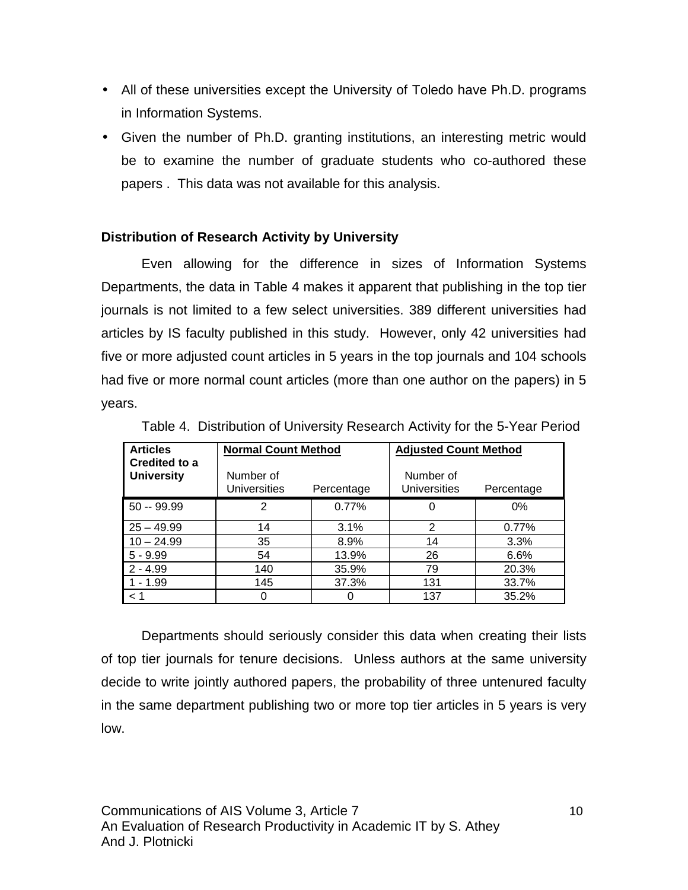- All of these universities except the University of Toledo have Ph.D. programs in Information Systems.
- Given the number of Ph.D. granting institutions, an interesting metric would be to examine the number of graduate students who co-authored these papers . This data was not available for this analysis.

### Distribution of Research Activity by University

Even allowing for the difference in sizes of Information Systems Departments, the data in Table 4 makes it apparent that publishing in the top tier journals is not limited to a few select universities. 389 different universities had articles by IS faculty published in this study. However, only 42 universities had five or more adjusted count articles in 5 years in the top journals and 104 schools had five or more normal count articles (more than one author on the papers) in 5 years.

Table 4. Distribution of University Research Activity for the 5-Year Period

| Articles Credited to a University | Normal Count Method | | Adjusted Count Method | |
|---|---|---|---|---|
| | Number of Universities | Percentage | Number of Universities | Percentage |
| 50 -- 99.99 | 2 | 0.77% | 0 | 0% |
| 25 – 49.99 | 14 | 3.1% | 2 | 0.77% |
| 10 – 24.99 | 35 | 8.9% | 14 | 3.3% |
| 5 - 9.99 | 54 | 13.9% | 26 | 6.6% |
| 2 - 4.99 | 140 | 35.9% | 79 | 20.3% |
| 1 - 1.99 | 145 | 37.3% | 131 | 33.7% |
| < 1 | 0 | 0 | 137 | 35.2% |

Departments should seriously consider this data when creating their lists of top tier journals for tenure decisions. Unless authors at the same university decide to write jointly authored papers, the probability of three untenured faculty in the same department publishing two or more top tier articles in 5 years is very low.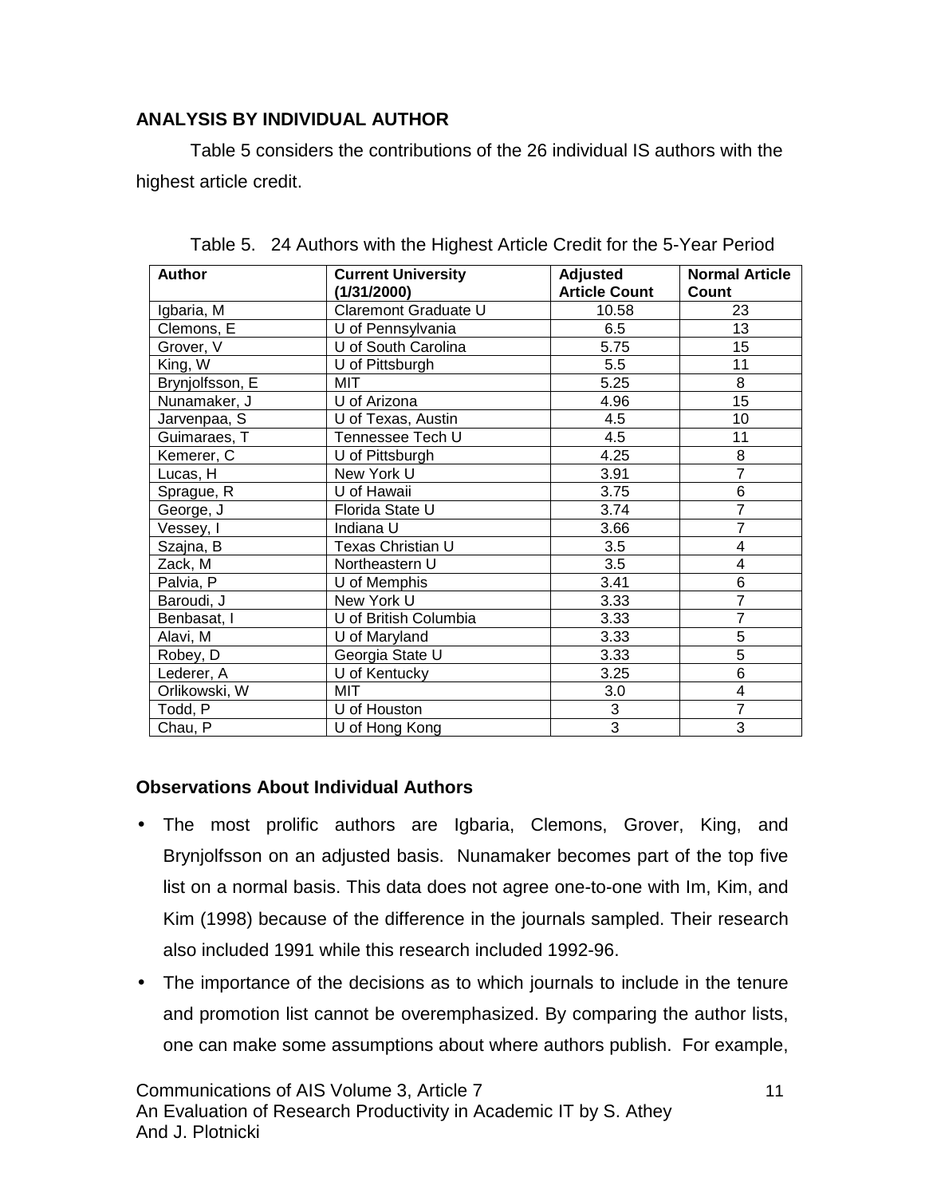## ANALYSIS BY INDIVIDUAL AUTHOR

Table 5 considers the contributions of the 26 individual IS authors with the highest article credit.

Table 5. 24 Authors with the Highest Article Credit for the 5-Year Period

| Author | Current University (1/31/2000) | Adjusted Article Count | Normal Article Count |
|---|---|---|---|
| Igbaria, M | Claremont Graduate U | 10.58 | 23 |
| Clemons, E | U of Pennsylvania | 6.5 | 13 |
| Grover, V | U of South Carolina | 5.75 | 15 |
| King, W | U of Pittsburgh | 5.5 | 11 |
| Brynjolfsson, E | MIT | 5.25 | 8 |
| Nunamaker, J | U of Arizona | 4.96 | 15 |
| Jarvenpaa, S | U of Texas, Austin | 4.5 | 10 |
| Guimaraes, T | Tennessee Tech U | 4.5 | 11 |
| Kemerer, C | U of Pittsburgh | 4.25 | 8 |
| Lucas, H | New York U | 3.91 | 7 |
| Sprague, R | U of Hawaii | 3.75 | 6 |
| George, J | Florida State U | 3.74 | 7 |
| Vessey, I | Indiana U | 3.66 | 7 |
| Szajna, B | Texas Christian U | 3.5 | 4 |
| Zack, M | Northeastern U | 3.5 | 4 |
| Palvia, P | U of Memphis | 3.41 | 6 |
| Baroudi, J | New York U | 3.33 | 7 |
| Benbasat, I | U of British Columbia | 3.33 | 7 |
| Alavi, M | U of Maryland | 3.33 | 5 |
| Robey, D | Georgia State U | 3.33 | 5 |
| Lederer, A | U of Kentucky | 3.25 | 6 |
| Orlikowski, W | MIT | 3.0 | 4 |
| Todd, P | U of Houston | 3 | 7 |
| Chau, P | U of Hong Kong | 3 | 3 |

### Observations About Individual Authors

- The most prolific authors are Igbaria, Clemons, Grover, King, and Brynjolfsson on an adjusted basis. Nunamaker becomes part of the top five list on a normal basis. This data does not agree one-to-one with Im, Kim, and Kim (1998) because of the difference in the journals sampled. Their research also included 1991 while this research included 1992-96.
- The importance of the decisions as to which journals to include in the tenure and promotion list cannot be overemphasized. By comparing the author lists, one can make some assumptions about where authors publish. For example,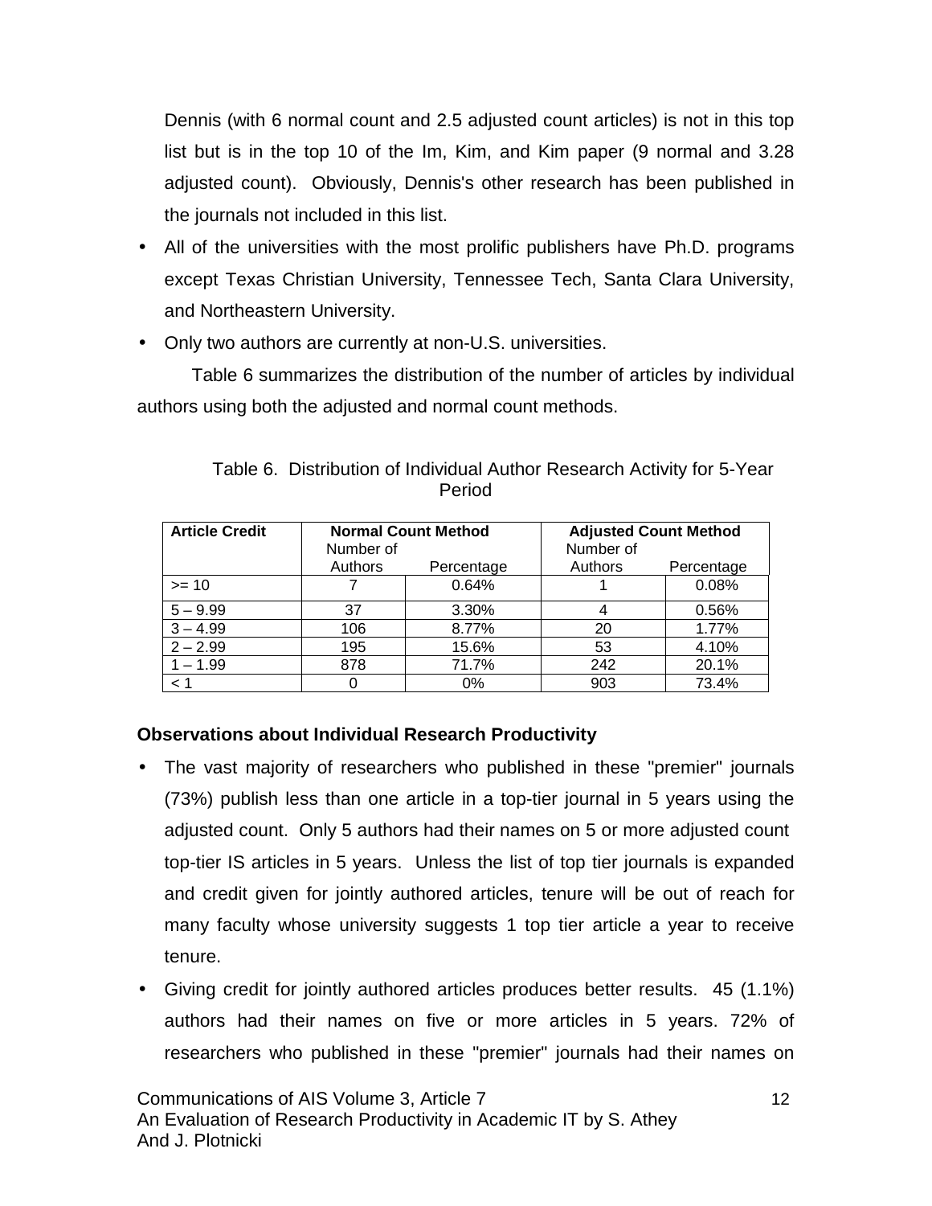Dennis (with 6 normal count and 2.5 adjusted count articles) is not in this top list but is in the top 10 of the Im, Kim, and Kim paper (9 normal and 3.28 adjusted count). Obviously, Dennis's other research has been published in the journals not included in this list.

- All of the universities with the most prolific publishers have Ph.D. programs except Texas Christian University, Tennessee Tech, Santa Clara University, and Northeastern University.
- Only two authors are currently at non-U.S. universities.

Table 6 summarizes the distribution of the number of articles by individual authors using both the adjusted and normal count methods.

Table 6. Distribution of Individual Author Research Activity for 5-Year Period

| Article Credit | Normal Count Method | | Adjusted Count Method | |
|---|---|---|---|---|
| | Number of Authors | Percentage | Number of Authors | Percentage |
| >= 10 | 7 | 0.64% | 1 | 0.08% |
| 5 – 9.99 | 37 | 3.30% | 4 | 0.56% |
| 3 – 4.99 | 106 | 8.77% | 20 | 1.77% |
| 2 – 2.99 | 195 | 15.6% | 53 | 4.10% |
| 1 – 1.99 | 878 | 71.7% | 242 | 20.1% |
| < 1 | 0 | 0% | 903 | 73.4% |

**Observations about Individual Research Productivity**

- The vast majority of researchers who published in these "premier" journals (73%) publish less than one article in a top-tier journal in 5 years using the adjusted count. Only 5 authors had their names on 5 or more adjusted count top-tier IS articles in 5 years. Unless the list of top tier journals is expanded and credit given for jointly authored articles, tenure will be out of reach for many faculty whose university suggests 1 top tier article a year to receive tenure.
- Giving credit for jointly authored articles produces better results. 45 (1.1%) authors had their names on five or more articles in 5 years. 72% of researchers who published in these "premier" journals had their names on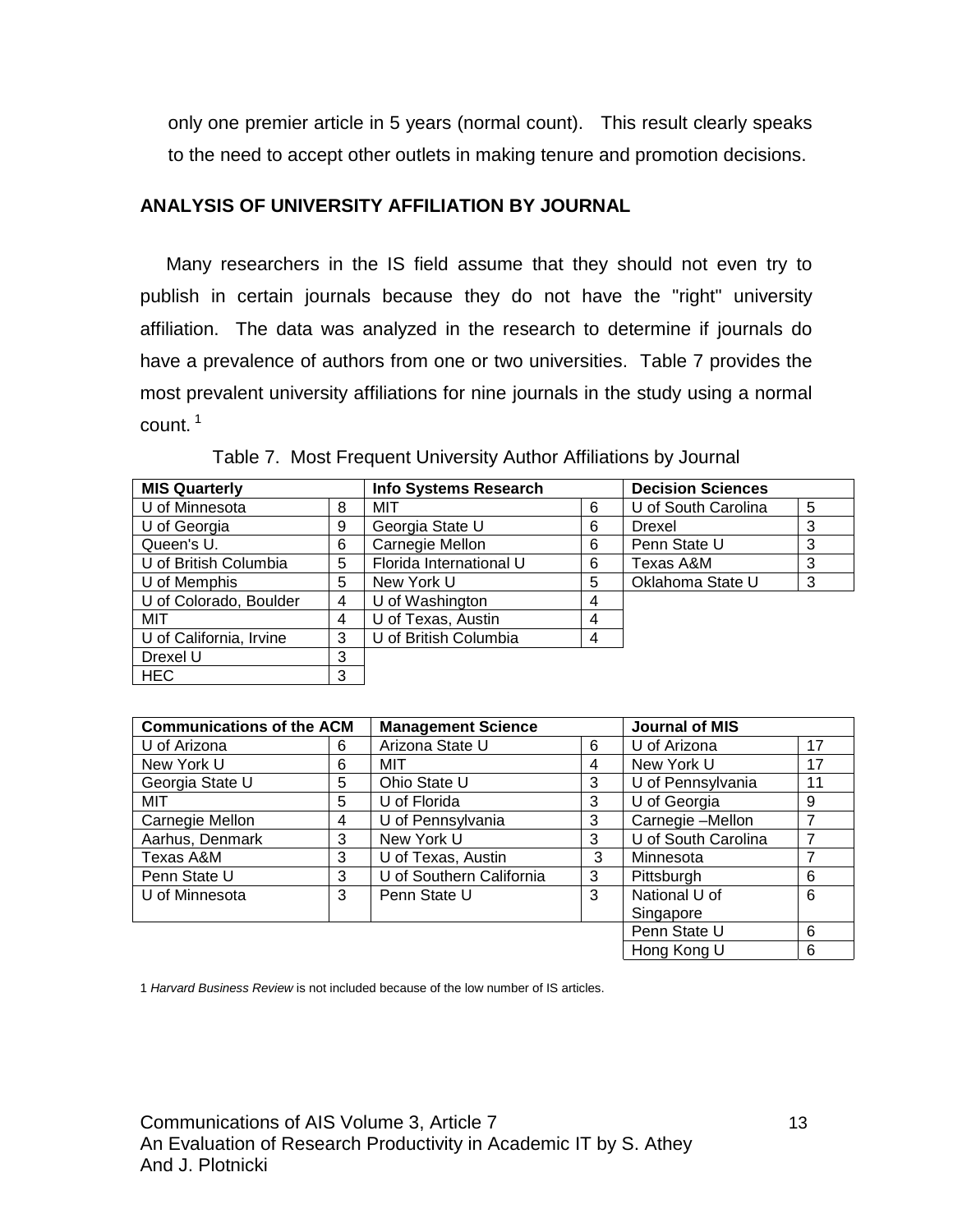only one premier article in 5 years (normal count). This result clearly speaks to the need to accept other outlets in making tenure and promotion decisions.

## ANALYSIS OF UNIVERSITY AFFILIATION BY JOURNAL

Many researchers in the IS field assume that they should not even try to publish in certain journals because they do not have the "right" university affiliation. The data was analyzed in the research to determine if journals do have a prevalence of authors from one or two universities. Table 7 provides the most prevalent university affiliations for nine journals in the study using a normal count. [1]

Table 7. Most Frequent University Author Affiliations by Journal

| MIS Quarterly | | Info Systems Research | | Decision Sciences | |
|---|---|---|---|---|---|
| U of Minnesota | 8 | MIT | 6 | U of South Carolina | 5 |
| U of Georgia | 9 | Georgia State U | 6 | Drexel | 3 |
| Queen's U. | 6 | Carnegie Mellon | 6 | Penn State U | 3 |
| U of British Columbia | 5 | Florida International U | 6 | Texas A&M | 3 |
| U of Memphis | 5 | New York U | 5 | Oklahoma State U | 3 |
| U of Colorado, Boulder | 4 | U of Washington | 4 | | |
| MIT | 4 | U of Texas, Austin | 4 | | |
| U of California, Irvine | 3 | U of British Columbia | 4 | | |
| Drexel U | 3 | | | | |
| HEC | 3 | | | | |

| Communications of the ACM | | Management Science | | Journal of MIS | |
|---|---|---|---|---|---|
| U of Arizona | 6 | Arizona State U | 6 | U of Arizona | 17 |
| New York U | 6 | MIT | 4 | New York U | 17 |
| Georgia State U | 5 | Ohio State U | 3 | U of Pennsylvania | 11 |
| MIT | 5 | U of Florida | 3 | U of Georgia | 9 |
| Carnegie Mellon | 4 | U of Pennsylvania | 3 | Carnegie –Mellon | 7 |
| Aarhus, Denmark | 3 | New York U | 3 | U of South Carolina | 7 |
| Texas A&M | 3 | U of Texas, Austin | 3 | Minnesota | 7 |
| Penn State U | 3 | U of Southern California | 3 | Pittsburgh | 6 |
| U of Minnesota | 3 | Penn State U | 3 | National U of Singapore | 6 |
| | | | | Penn State U | 6 |
| | | | | Hong Kong U | 6 |

1 *Harvard Business Review* is not included because of the low number of IS articles.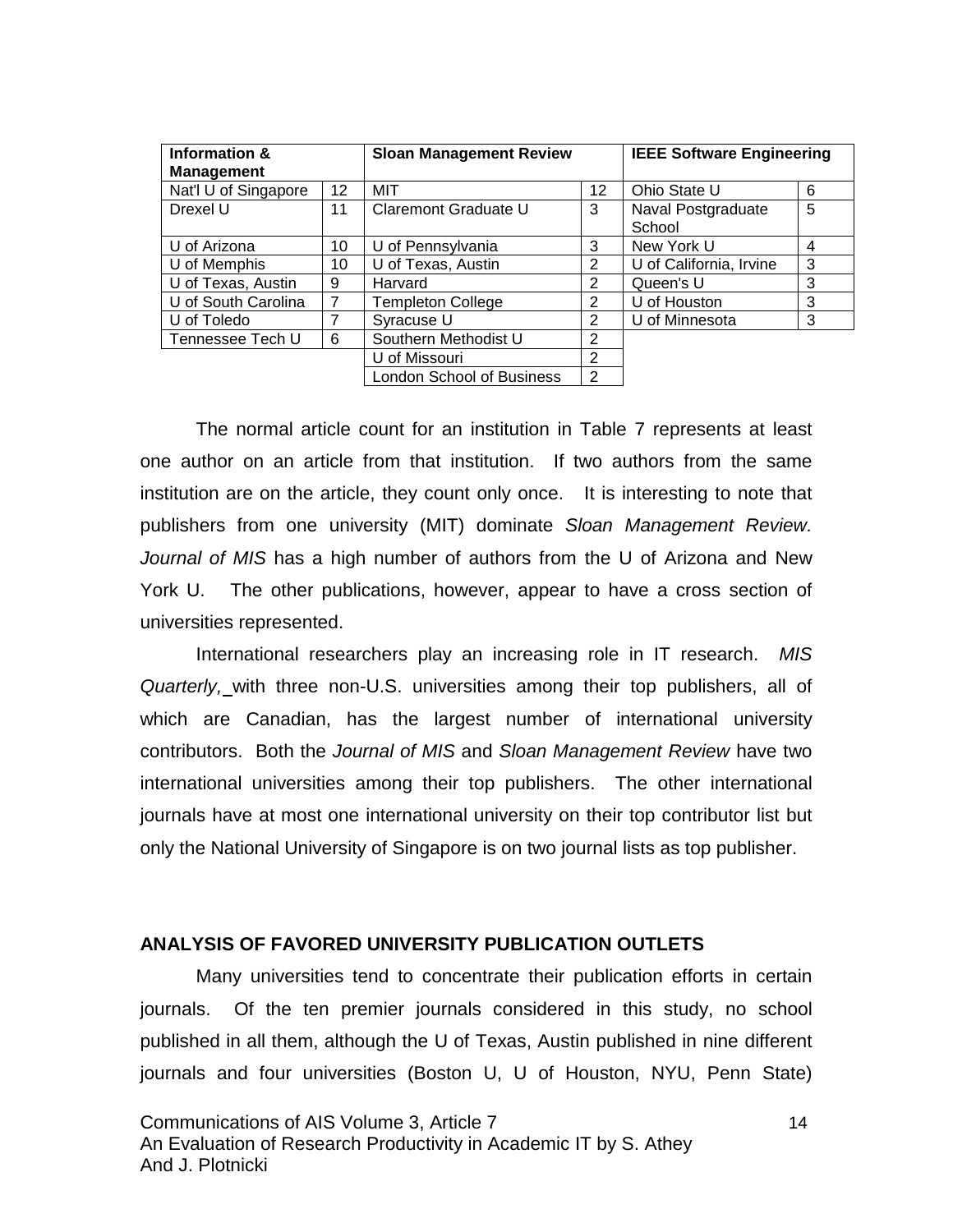| Information & Management | | Sloan Management Review | | IEEE Software Engineering | |
|---|---|---|---|---|---|
| Nat'l U of Singapore | 12 | MIT | 12 | Ohio State U | 6 |
| Drexel U | 11 | Claremont Graduate U | 3 | Naval Postgraduate School | 5 |
| U of Arizona | 10 | U of Pennsylvania | 3 | New York U | 4 |
| U of Memphis | 10 | U of Texas, Austin | 2 | U of California, Irvine | 3 |
| U of Texas, Austin | 9 | Harvard | 2 | Queen's U | 3 |
| U of South Carolina | 7 | Templeton College | 2 | U of Houston | 3 |
| U of Toledo | 7 | Syracuse U | 2 | U of Minnesota | 3 |
| Tennessee Tech U | 6 | Southern Methodist U | 2 | | |
| | | U of Missouri | 2 | | |
| | | London School of Business | 2 | | |

The normal article count for an institution in Table 7 represents at least one author on an article from that institution. If two authors from the same institution are on the article, they count only once. It is interesting to note that publishers from one university (MIT) dominate *Sloan Management Review. Journal of MIS* has a high number of authors from the U of Arizona and New York U. The other publications, however, appear to have a cross section of universities represented.

International researchers play an increasing role in IT research. *MIS Quarterly,* with three non-U.S. universities among their top publishers, all of which are Canadian, has the largest number of international university contributors. Both the *Journal of MIS* and *Sloan Management Review* have two international universities among their top publishers. The other international journals have at most one international university on their top contributor list but only the National University of Singapore is on two journal lists as top publisher.

## ANALYSIS OF FAVORED UNIVERSITY PUBLICATION OUTLETS

Many universities tend to concentrate their publication efforts in certain journals. Of the ten premier journals considered in this study, no school published in all them, although the U of Texas, Austin published in nine different journals and four universities (Boston U, U of Houston, NYU, Penn State)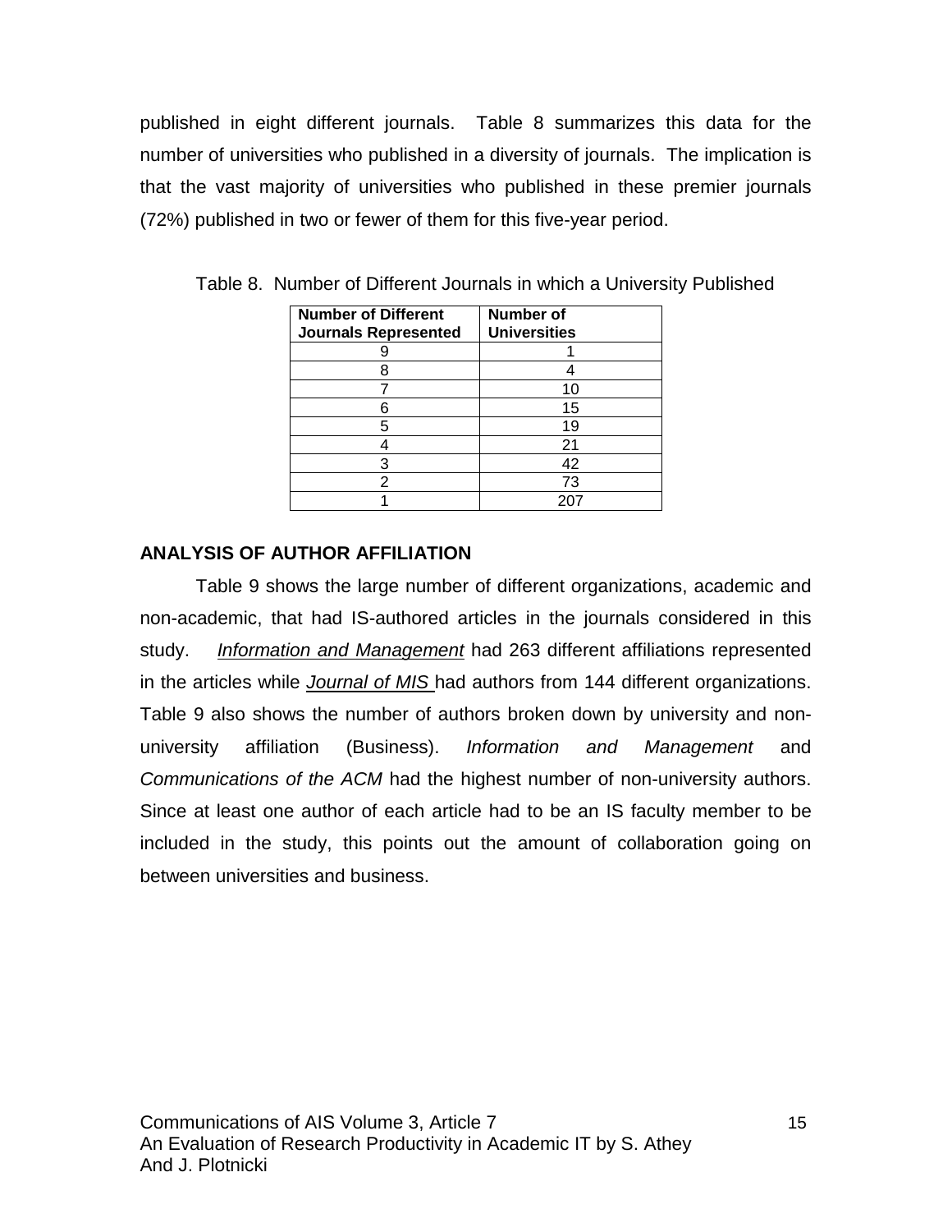published in eight different journals. Table 8 summarizes this data for the number of universities who published in a diversity of journals. The implication is that the vast majority of universities who published in these premier journals (72%) published in two or fewer of them for this five-year period.

Table 8. Number of Different Journals in which a University Published

| Number of Different Journals Represented | Number of Universities |
|---|---|
| 9 | 1 |
| 8 | 4 |
| 7 | 10 |
| 6 | 15 |
| 5 | 19 |
| 4 | 21 |
| 3 | 42 |
| 2 | 73 |
| 1 | 207 |

### ANALYSIS OF AUTHOR AFFILIATION

Table 9 shows the large number of different organizations, academic and non-academic, that had IS-authored articles in the journals considered in this study. *Information and Management* had 263 different affiliations represented in the articles while *Journal of MIS* had authors from 144 different organizations. Table 9 also shows the number of authors broken down by university and non-university affiliation (Business). *Information and Management* and *Communications of the ACM* had the highest number of non-university authors. Since at least one author of each article had to be an IS faculty member to be included in the study, this points out the amount of collaboration going on between universities and business.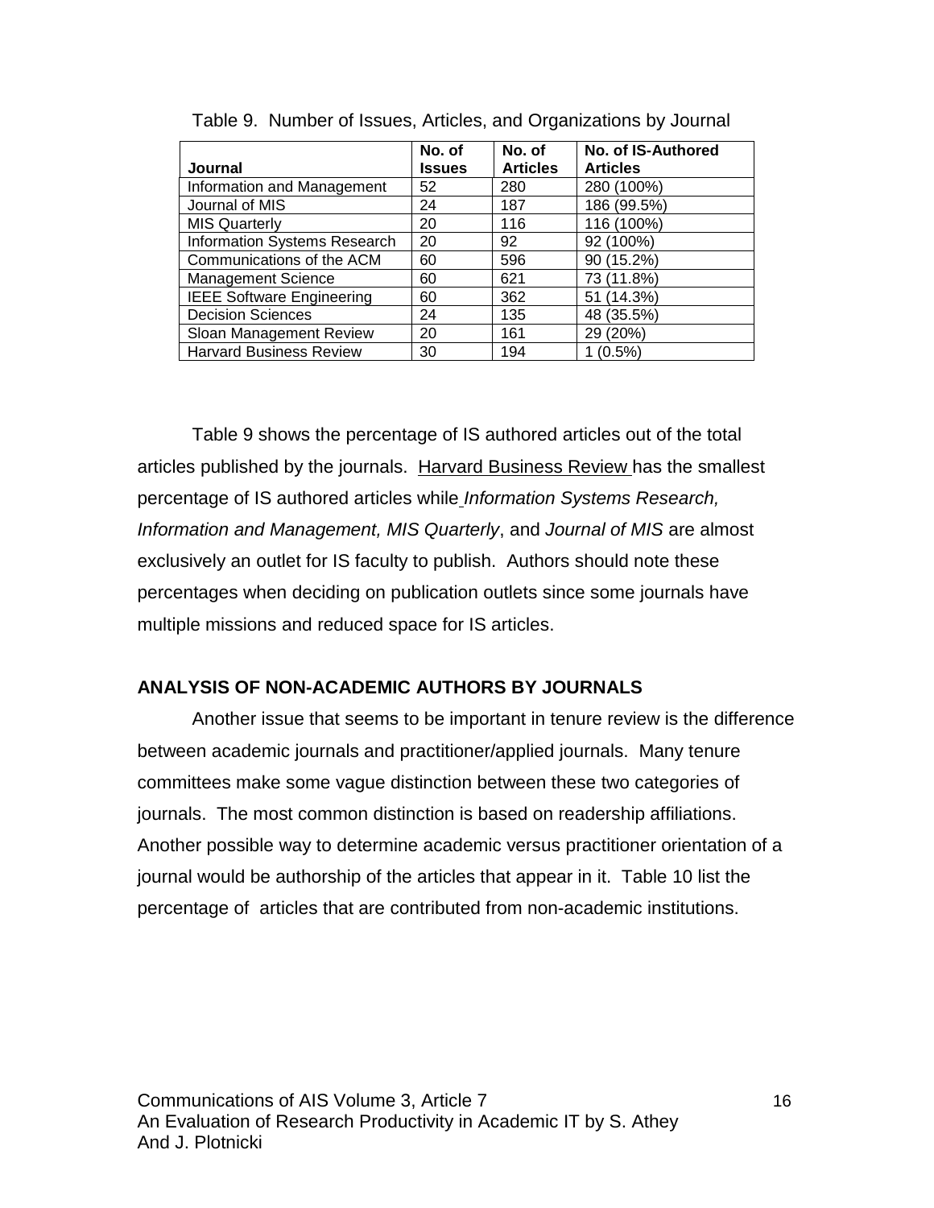Table 9. Number of Issues, Articles, and Organizations by Journal

| Journal | No. of Issues | No. of Articles | No. of IS-Authored Articles |
|---|---|---|---|
| Information and Management | 52 | 280 | 280 (100%) |
| Journal of MIS | 24 | 187 | 186 (99.5%) |
| MIS Quarterly | 20 | 116 | 116 (100%) |
| Information Systems Research | 20 | 92 | 92 (100%) |
| Communications of the ACM | 60 | 596 | 90 (15.2%) |
| Management Science | 60 | 621 | 73 (11.8%) |
| IEEE Software Engineering | 60 | 362 | 51 (14.3%) |
| Decision Sciences | 24 | 135 | 48 (35.5%) |
| Sloan Management Review | 20 | 161 | 29 (20%) |
| Harvard Business Review | 30 | 194 | 1 (0.5%) |

Table 9 shows the percentage of IS authored articles out of the total articles published by the journals. Harvard Business Review has the smallest percentage of IS authored articles while *Information Systems Research, Information and Management, MIS Quarterly*, and *Journal of MIS* are almost exclusively an outlet for IS faculty to publish. Authors should note these percentages when deciding on publication outlets since some journals have multiple missions and reduced space for IS articles.

## ANALYSIS OF NON-ACADEMIC AUTHORS BY JOURNALS

Another issue that seems to be important in tenure review is the difference between academic journals and practitioner/applied journals. Many tenure committees make some vague distinction between these two categories of journals. The most common distinction is based on readership affiliations. Another possible way to determine academic versus practitioner orientation of a journal would be authorship of the articles that appear in it. Table 10 list the percentage of articles that are contributed from non-academic institutions.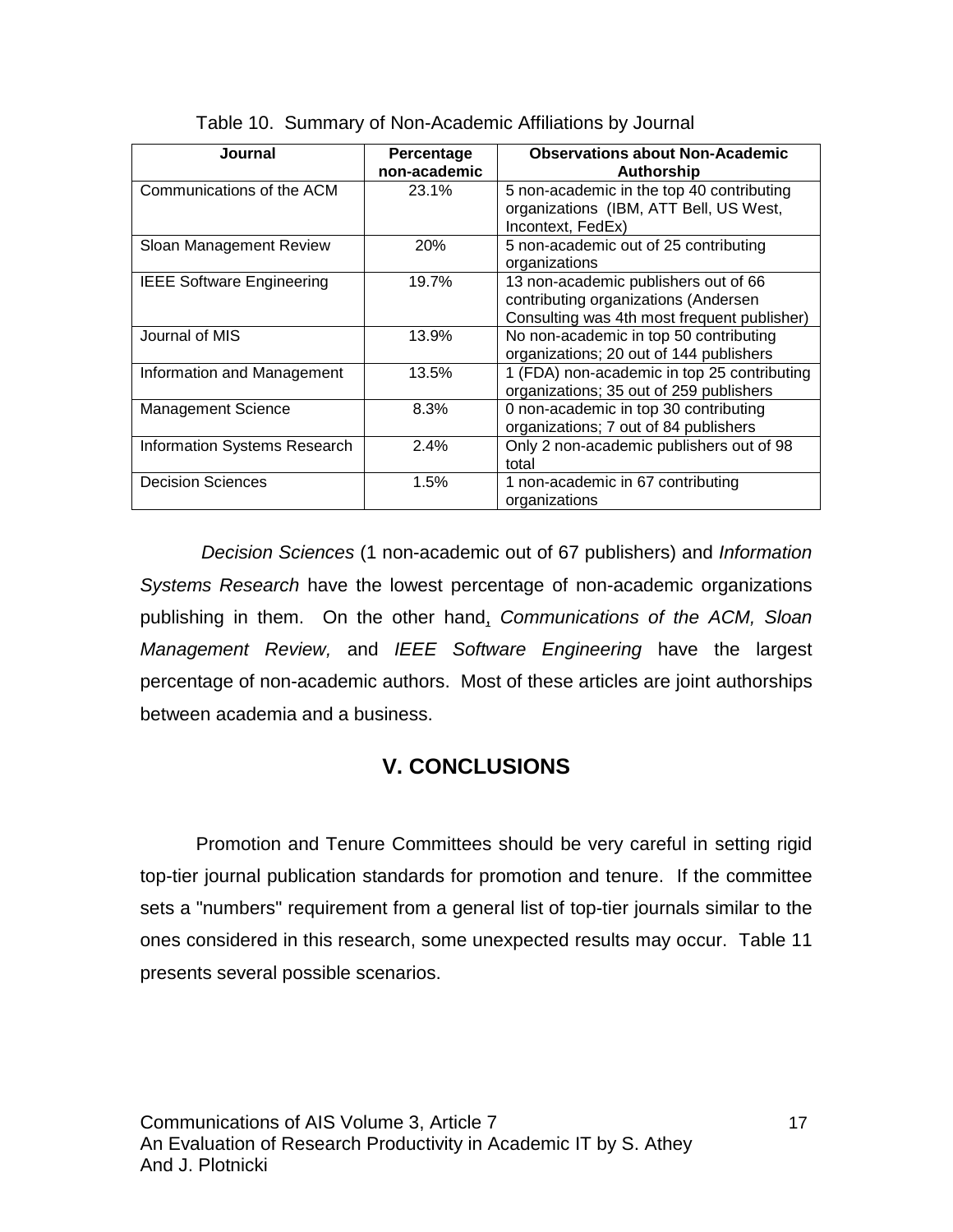Table 10. Summary of Non-Academic Affiliations by Journal

| Journal | Percentage non-academic | Observations about Non-Academic Authorship |
|---|---|---|
| Communications of the ACM | 23.1% | 5 non-academic in the top 40 contributing organizations (IBM, ATT Bell, US West, Incontext, FedEx) |
| Sloan Management Review | 20% | 5 non-academic out of 25 contributing organizations |
| IEEE Software Engineering | 19.7% | 13 non-academic publishers out of 66 contributing organizations (Andersen Consulting was 4th most frequent publisher) |
| Journal of MIS | 13.9% | No non-academic in top 50 contributing organizations; 20 out of 144 publishers |
| Information and Management | 13.5% | 1 (FDA) non-academic in top 25 contributing organizations; 35 out of 259 publishers |
| Management Science | 8.3% | 0 non-academic in top 30 contributing organizations; 7 out of 84 publishers |
| Information Systems Research | 2.4% | Only 2 non-academic publishers out of 98 total |
| Decision Sciences | 1.5% | 1 non-academic in 67 contributing organizations |

*Decision Sciences* (1 non-academic out of 67 publishers) and *Information Systems Research* have the lowest percentage of non-academic organizations publishing in them. On the other hand, *Communications of the ACM, Sloan Management Review,* and *IEEE Software Engineering* have the largest percentage of non-academic authors. Most of these articles are joint authorships between academia and a business.

## V. CONCLUSIONS

Promotion and Tenure Committees should be very careful in setting rigid top-tier journal publication standards for promotion and tenure. If the committee sets a "numbers" requirement from a general list of top-tier journals similar to the ones considered in this research, some unexpected results may occur. Table 11 presents several possible scenarios.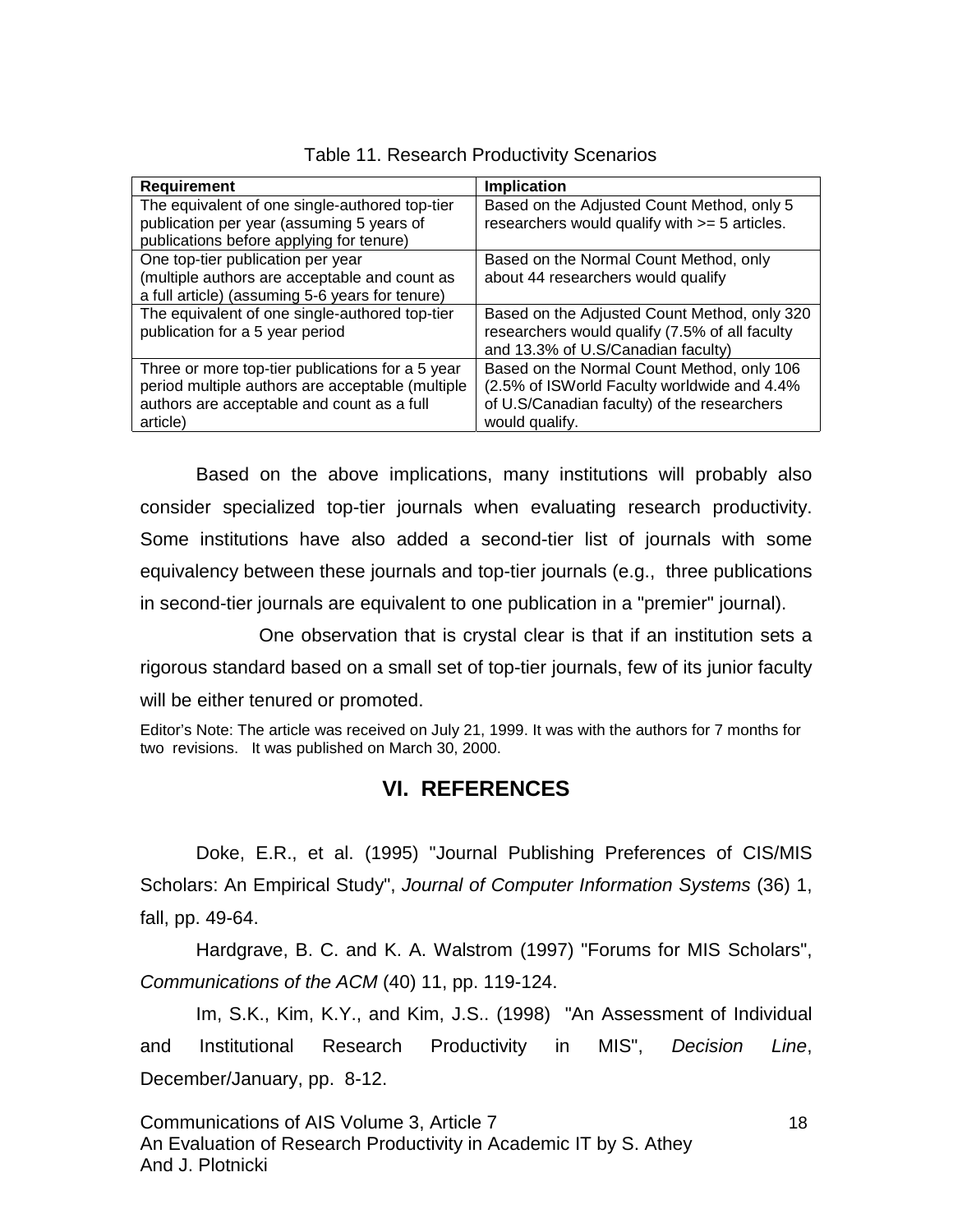Table 11. Research Productivity Scenarios

| Requirement | Implication |
| --- | --- |
| The equivalent of one single-authored top-tier publication per year (assuming 5 years of publications before applying for tenure) | Based on the Adjusted Count Method, only 5 researchers would qualify with >= 5 articles. |
| One top-tier publication per year (multiple authors are acceptable and count as a full article) (assuming 5-6 years for tenure) | Based on the Normal Count Method, only about 44 researchers would qualify |
| The equivalent of one single-authored top-tier publication for a 5 year period | Based on the Adjusted Count Method, only 320 researchers would qualify (7.5% of all faculty and 13.3% of U.S/Canadian faculty) |
| Three or more top-tier publications for a 5 year period multiple authors are acceptable (multiple authors are acceptable and count as a full article) | Based on the Normal Count Method, only 106 (2.5% of ISWorld Faculty worldwide and 4.4% of U.S/Canadian faculty) of the researchers would qualify. |

Based on the above implications, many institutions will probably also consider specialized top-tier journals when evaluating research productivity. Some institutions have also added a second-tier list of journals with some equivalency between these journals and top-tier journals (e.g., three publications in second-tier journals are equivalent to one publication in a "premier" journal).

One observation that is crystal clear is that if an institution sets a rigorous standard based on a small set of top-tier journals, few of its junior faculty will be either tenured or promoted.

Editor's Note: The article was received on July 21, 1999. It was with the authors for 7 months for two revisions. It was published on March 30, 2000.

## VI. REFERENCES

Doke, E.R., et al. (1995) "Journal Publishing Preferences of CIS/MIS Scholars: An Empirical Study", *Journal of Computer Information Systems* (36) 1, fall, pp. 49-64.

Hardgrave, B. C. and K. A. Walstrom (1997) "Forums for MIS Scholars", *Communications of the ACM* (40) 11, pp. 119-124.

Im, S.K., Kim, K.Y., and Kim, J.S.. (1998) "An Assessment of Individual and Institutional Research Productivity in MIS", *Decision Line*, December/January, pp. 8-12.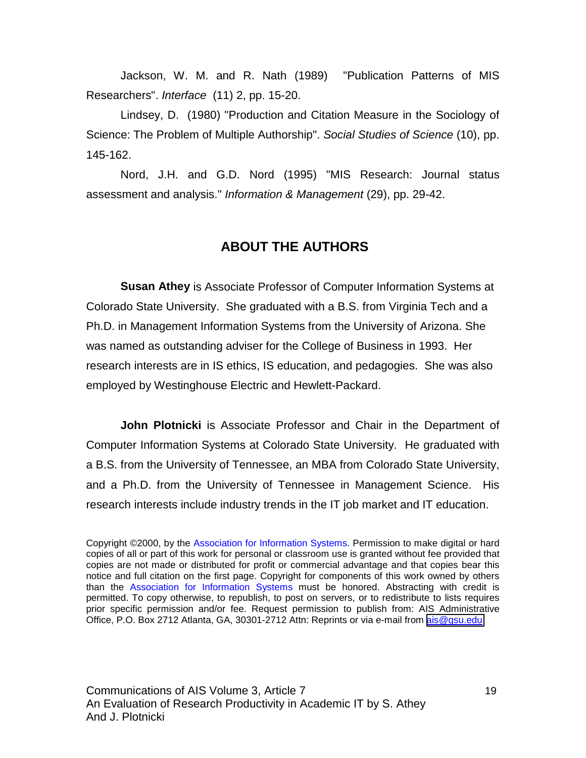Jackson, W. M. and R. Nath (1989) "Publication Patterns of MIS Researchers". *Interface* (11) 2, pp. 15-20.

Lindsey, D. (1980) "Production and Citation Measure in the Sociology of Science: The Problem of Multiple Authorship". *Social Studies of Science* (10), pp. 145-162.

Nord, J.H. and G.D. Nord (1995) "MIS Research: Journal status assessment and analysis." *Information & Management* (29), pp. 29-42.

## ABOUT THE AUTHORS

**Susan Athey** is Associate Professor of Computer Information Systems at Colorado State University. She graduated with a B.S. from Virginia Tech and a Ph.D. in Management Information Systems from the University of Arizona. She was named as outstanding adviser for the College of Business in 1993. Her research interests are in IS ethics, IS education, and pedagogies. She was also employed by Westinghouse Electric and Hewlett-Packard.

**John Plotnicki** is Associate Professor and Chair in the Department of Computer Information Systems at Colorado State University. He graduated with a B.S. from the University of Tennessee, an MBA from Colorado State University, and a Ph.D. from the University of Tennessee in Management Science. His research interests include industry trends in the IT job market and IT education.

Copyright ©2000, by the Association for Information Systems. Permission to make digital or hard copies of all or part of this work for personal or classroom use is granted without fee provided that copies are not made or distributed for profit or commercial advantage and that copies bear this notice and full citation on the first page. Copyright for components of this work owned by others than the Association for Information Systems must be honored. Abstracting with credit is permitted. To copy otherwise, to republish, to post on servers, or to redistribute to lists requires prior specific permission and/or fee. Request permission to publish from: AIS Administrative Office, P.O. Box 2712 Atlanta, GA, 30301-2712 Attn: Reprints or via e-mail from ais@gsu.edu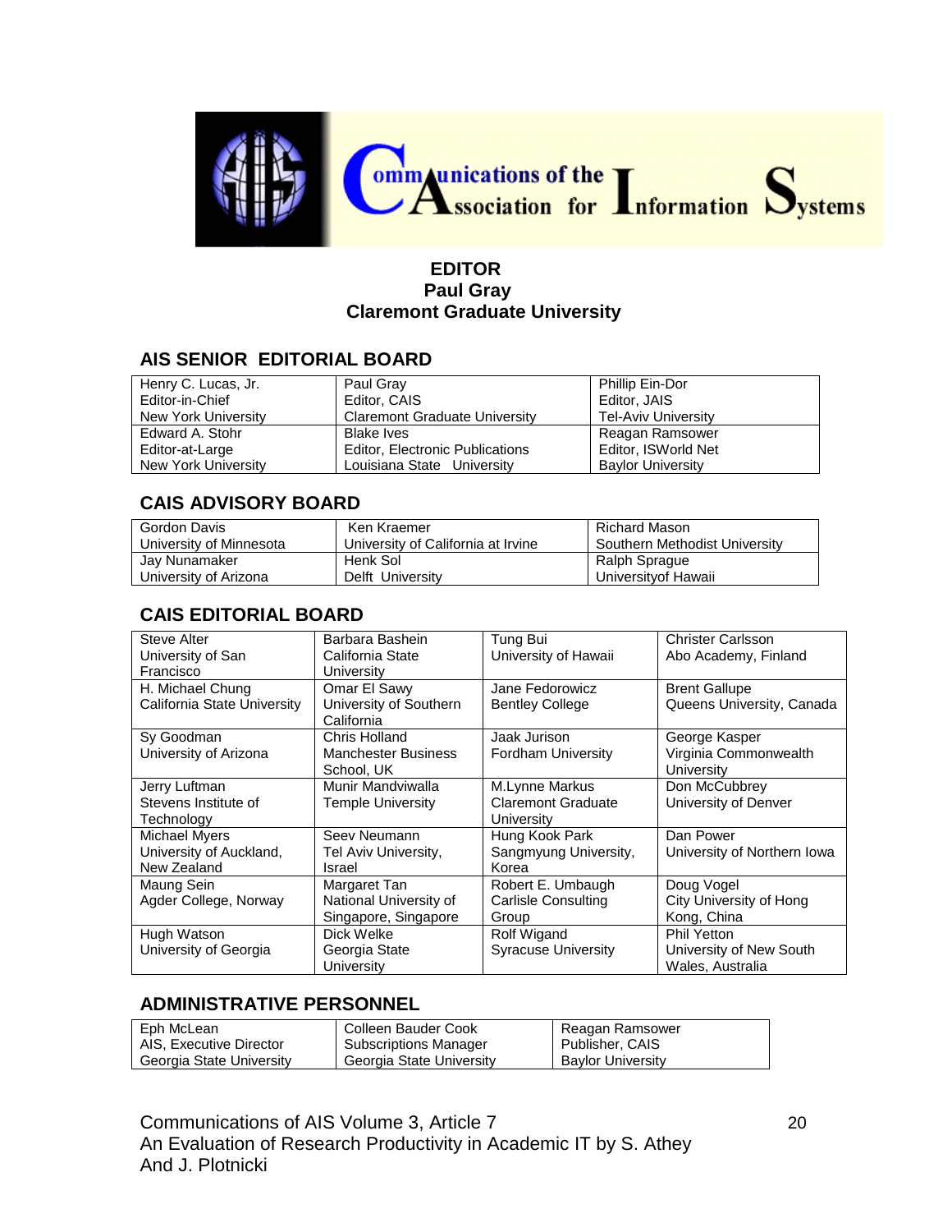# Communications of the Association for Information Systems

**EDITOR**
**Paul Gray**
**Claremont Graduate University**

## AIS SENIOR EDITORIAL BOARD

| | | |
|---|---|---|
| Henry C. Lucas, Jr.<br>Editor-in-Chief<br>New York University | Paul Gray<br>Editor, CAIS<br>Claremont Graduate University | Phillip Ein-Dor<br>Editor, JAIS<br>Tel-Aviv University |
| Edward A. Stohr<br>Editor-at-Large<br>New York University | Blake Ives<br>Editor, Electronic Publications<br>Louisiana State University | Reagan Ramsower<br>Editor, ISWorld Net<br>Baylor University |

## CAIS ADVISORY BOARD

| | | |
|---|---|---|
| Gordon Davis<br>University of Minnesota | Ken Kraemer<br>University of California at Irvine | Richard Mason<br>Southern Methodist University |
| Jay Nunamaker<br>University of Arizona | Henk Sol<br>Delft University | Ralph Sprague<br>Universityof Hawaii |

## CAIS EDITORIAL BOARD

| | | | |
|---|---|---|---|
| Steve Alter<br>University of San Francisco | Barbara Bashein<br>California State University | Tung Bui<br>University of Hawaii | Christer Carlsson<br>Abo Academy, Finland |
| H. Michael Chung<br>California State University | Omar El Sawy<br>University of Southern California | Jane Fedorowicz<br>Bentley College | Brent Gallupe<br>Queens University, Canada |
| Sy Goodman<br>University of Arizona | Chris Holland<br>Manchester Business School, UK | Jaak Jurison<br>Fordham University | George Kasper<br>Virginia Commonwealth University |
| Jerry Luftman<br>Stevens Institute of Technology | Munir Mandviwalla<br>Temple University | M.Lynne Markus<br>Claremont Graduate University | Don McCubbrey<br>University of Denver |
| Michael Myers<br>University of Auckland, New Zealand | Seev Neumann<br>Tel Aviv University, Israel | Hung Kook Park<br>Sangmyung University, Korea | Dan Power<br>University of Northern Iowa |
| Maung Sein<br>Agder College, Norway | Margaret Tan<br>National University of Singapore, Singapore | Robert E. Umbaugh<br>Carlisle Consulting Group | Doug Vogel<br>City University of Hong Kong, China |
| Hugh Watson<br>University of Georgia | Dick Welke<br>Georgia State University | Rolf Wigand<br>Syracuse University | Phil Yetton<br>University of New South Wales, Australia |

## ADMINISTRATIVE PERSONNEL

| | | |
|---|---|---|
| Eph McLean<br>AIS, Executive Director<br>Georgia State University | Colleen Bauder Cook<br>Subscriptions Manager<br>Georgia State University | Reagan Ramsower<br>Publisher, CAIS<br>Baylor University |